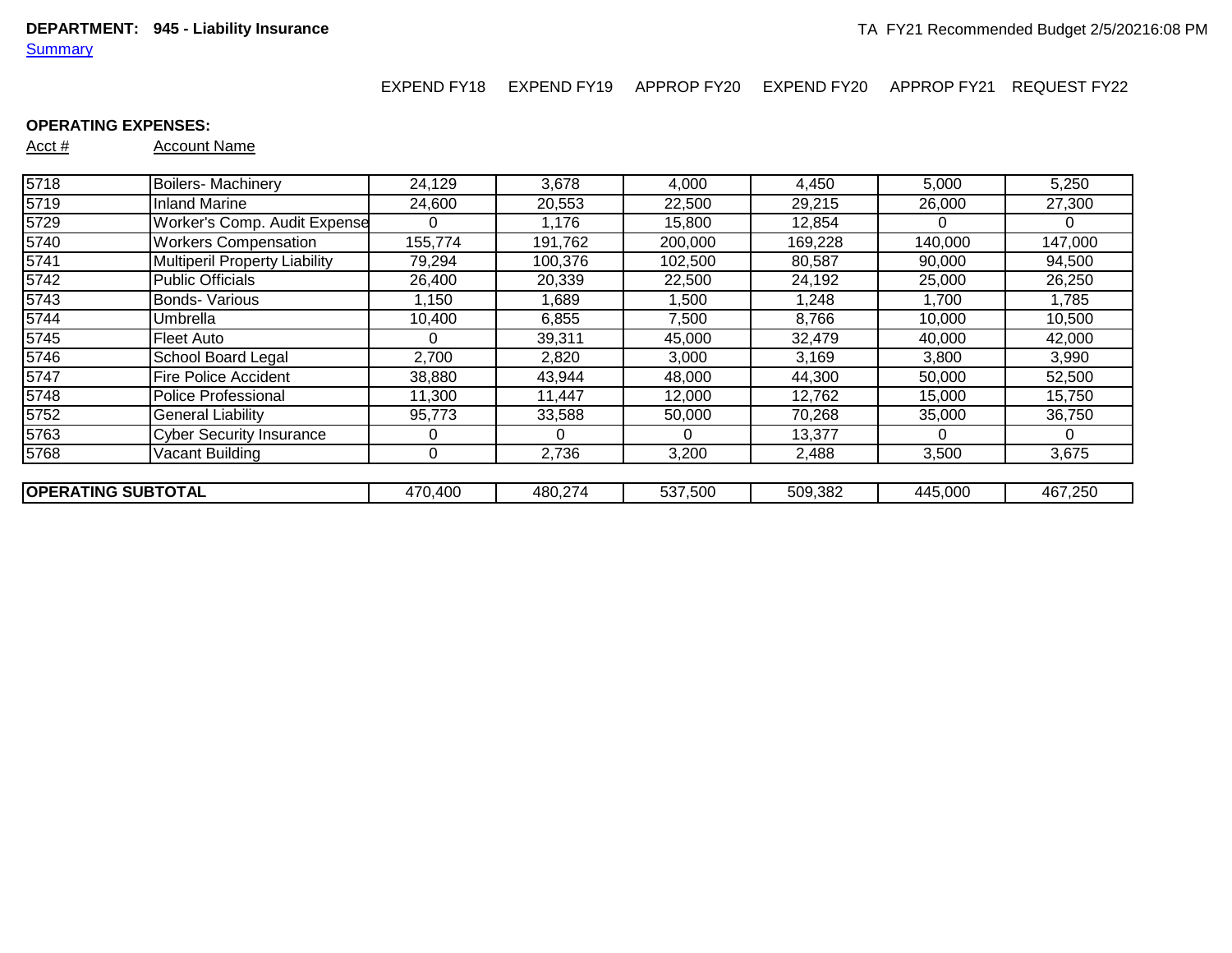**DEPARTMENT: 945 - Liability Insurance**

Summary

TA FY21 Recommended Budget 2/5/20216:08 PM

**OPERATING EXPENSES:**

| Acct # | Account Name | EXPEND FY18 | EXPEND FY19 | APPROP FY20 | EXPEND FY20 | APPROP FY21 | REQUEST FY22 |
|---|---|---|---|---|---|---|---|
| 5718 | Boilers- Machinery | 24,129 | 3,678 | 4,000 | 4,450 | 5,000 | 5,250 |
| 5719 | Inland Marine | 24,600 | 20,553 | 22,500 | 29,215 | 26,000 | 27,300 |
| 5729 | Worker's Comp. Audit Expense | 0 | 1,176 | 15,800 | 12,854 | 0 | 0 |
| 5740 | Workers Compensation | 155,774 | 191,762 | 200,000 | 169,228 | 140,000 | 147,000 |
| 5741 | Multiperil Property Liability | 79,294 | 100,376 | 102,500 | 80,587 | 90,000 | 94,500 |
| 5742 | Public Officials | 26,400 | 20,339 | 22,500 | 24,192 | 25,000 | 26,250 |
| 5743 | Bonds- Various | 1,150 | 1,689 | 1,500 | 1,248 | 1,700 | 1,785 |
| 5744 | Umbrella | 10,400 | 6,855 | 7,500 | 8,766 | 10,000 | 10,500 |
| 5745 | Fleet Auto | 0 | 39,311 | 45,000 | 32,479 | 40,000 | 42,000 |
| 5746 | School Board Legal | 2,700 | 2,820 | 3,000 | 3,169 | 3,800 | 3,990 |
| 5747 | Fire Police Accident | 38,880 | 43,944 | 48,000 | 44,300 | 50,000 | 52,500 |
| 5748 | Police Professional | 11,300 | 11,447 | 12,000 | 12,762 | 15,000 | 15,750 |
| 5752 | General Liability | 95,773 | 33,588 | 50,000 | 70,268 | 35,000 | 36,750 |
| 5763 | Cyber Security Insurance | 0 | 0 | 0 | 13,377 | 0 | 0 |
| 5768 | Vacant Building | 0 | 2,736 | 3,200 | 2,488 | 3,500 | 3,675 |
| **OPERATING SUBTOTAL** | | 470,400 | 480,274 | 537,500 | 509,382 | 445,000 | 467,250 |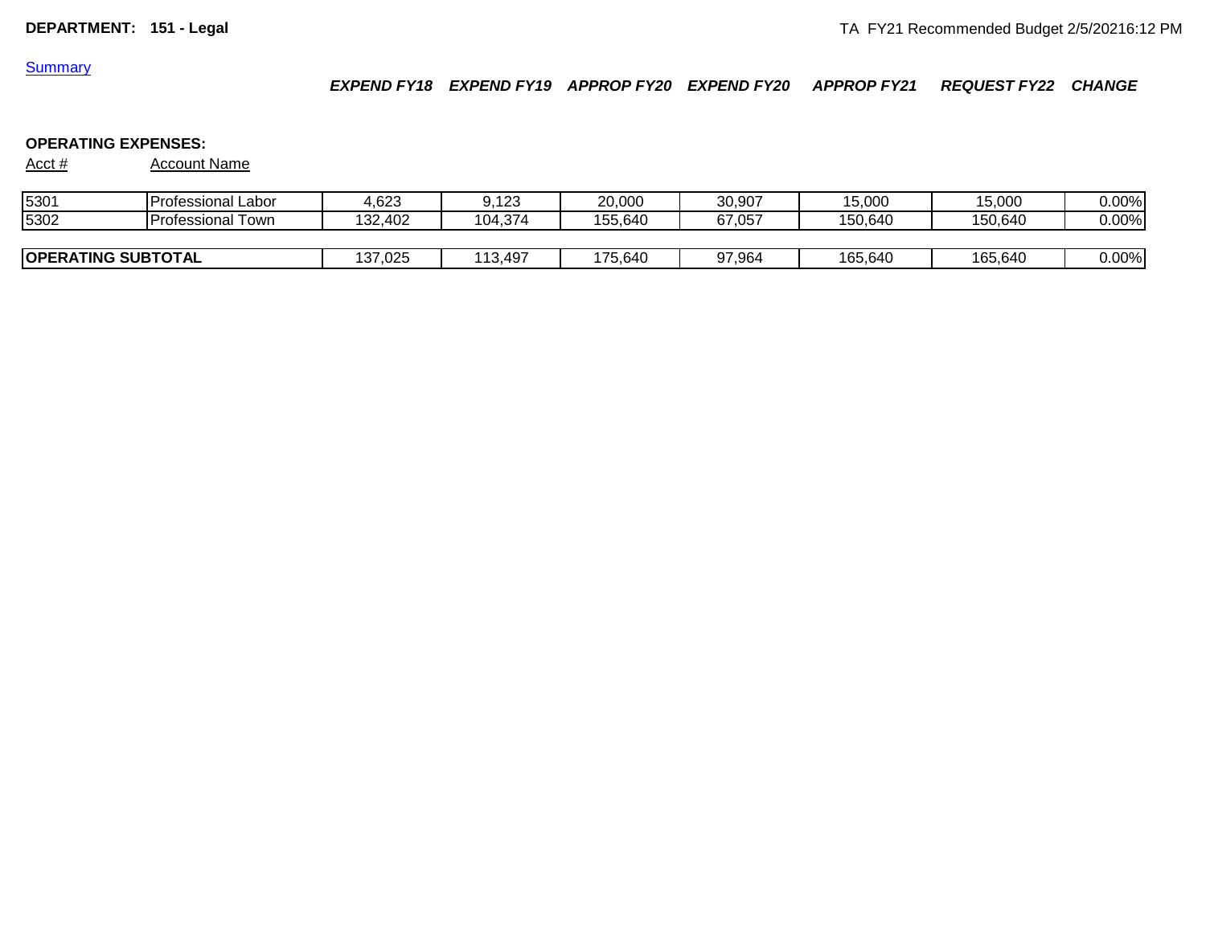**DEPARTMENT: 151 - Legal**

TA FY21 Recommended Budget 2/5/20216:12 PM

Summary

**OPERATING EXPENSES:**

| Acct # | Account Name | *EXPEND FY18* | *EXPEND FY19* | *APPROP FY20* | *EXPEND FY20* | *APPROP FY21* | *REQUEST FY22* | *CHANGE* |
|---|---|---|---|---|---|---|---|---|
| 5301 | Professional Labor | 4,623 | 9,123 | 20,000 | 30,907 | 15,000 | 15,000 | 0.00% |
| 5302 | Professional Town | 132,402 | 104,374 | 155,640 | 67,057 | 150,640 | 150,640 | 0.00% |
| **OPERATING SUBTOTAL** | | 137,025 | 113,497 | 175,640 | 97,964 | 165,640 | 165,640 | 0.00% |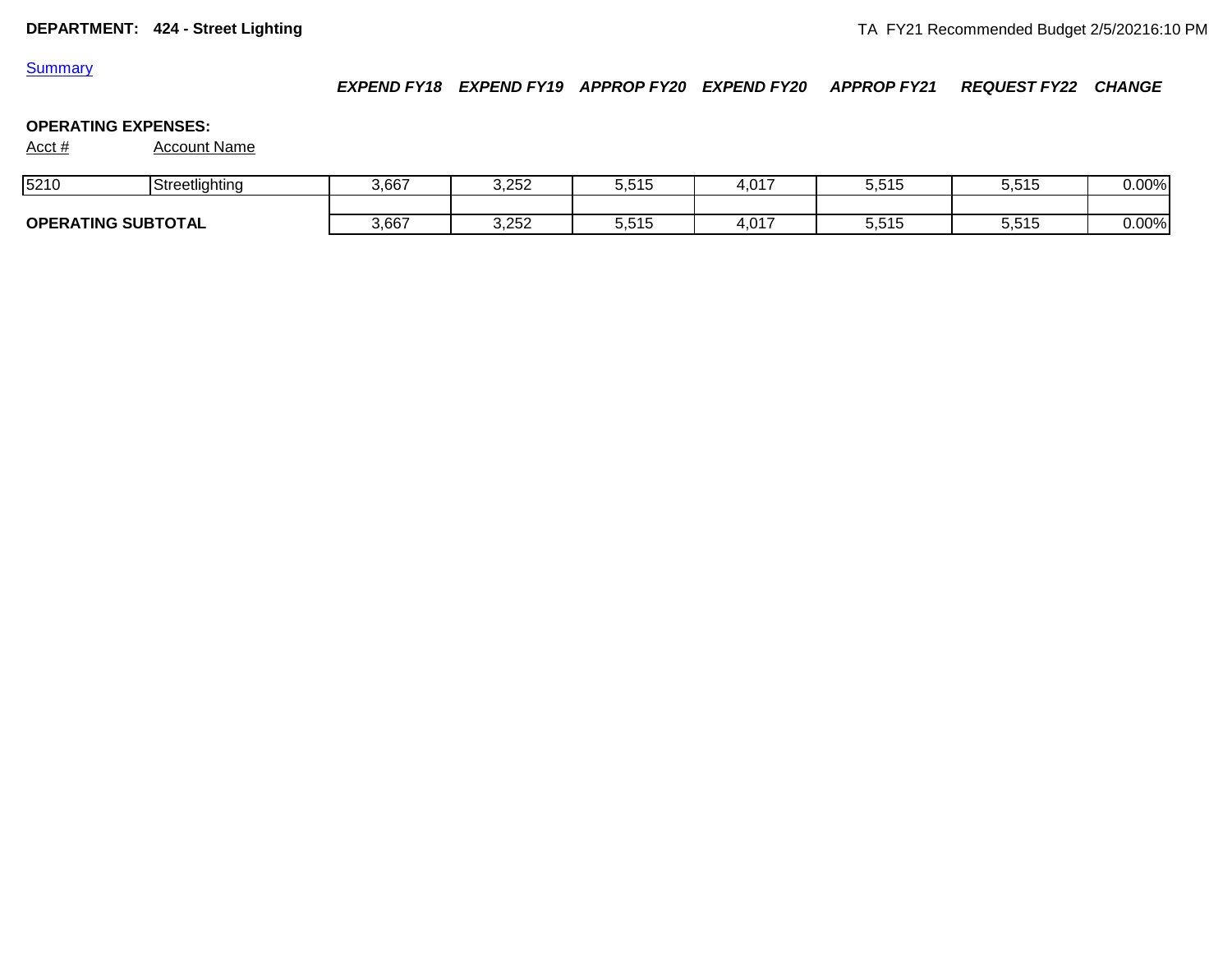**DEPARTMENT: 424 - Street Lighting**

TA FY21 Recommended Budget 2/5/20216:10 PM

Summary

**OPERATING EXPENSES:**

| Acct # | Account Name | *EXPEND FY18* | *EXPEND FY19* | *APPROP FY20* | *EXPEND FY20* | *APPROP FY21* | *REQUEST FY22* | *CHANGE* |
|---|---|---|---|---|---|---|---|---|
| 5210 | Streetlighting | 3,667 | 3,252 | 5,515 | 4,017 | 5,515 | 5,515 | 0.00% |
| | | | | | | | | |
| **OPERATING SUBTOTAL** | | 3,667 | 3,252 | 5,515 | 4,017 | 5,515 | 5,515 | 0.00% |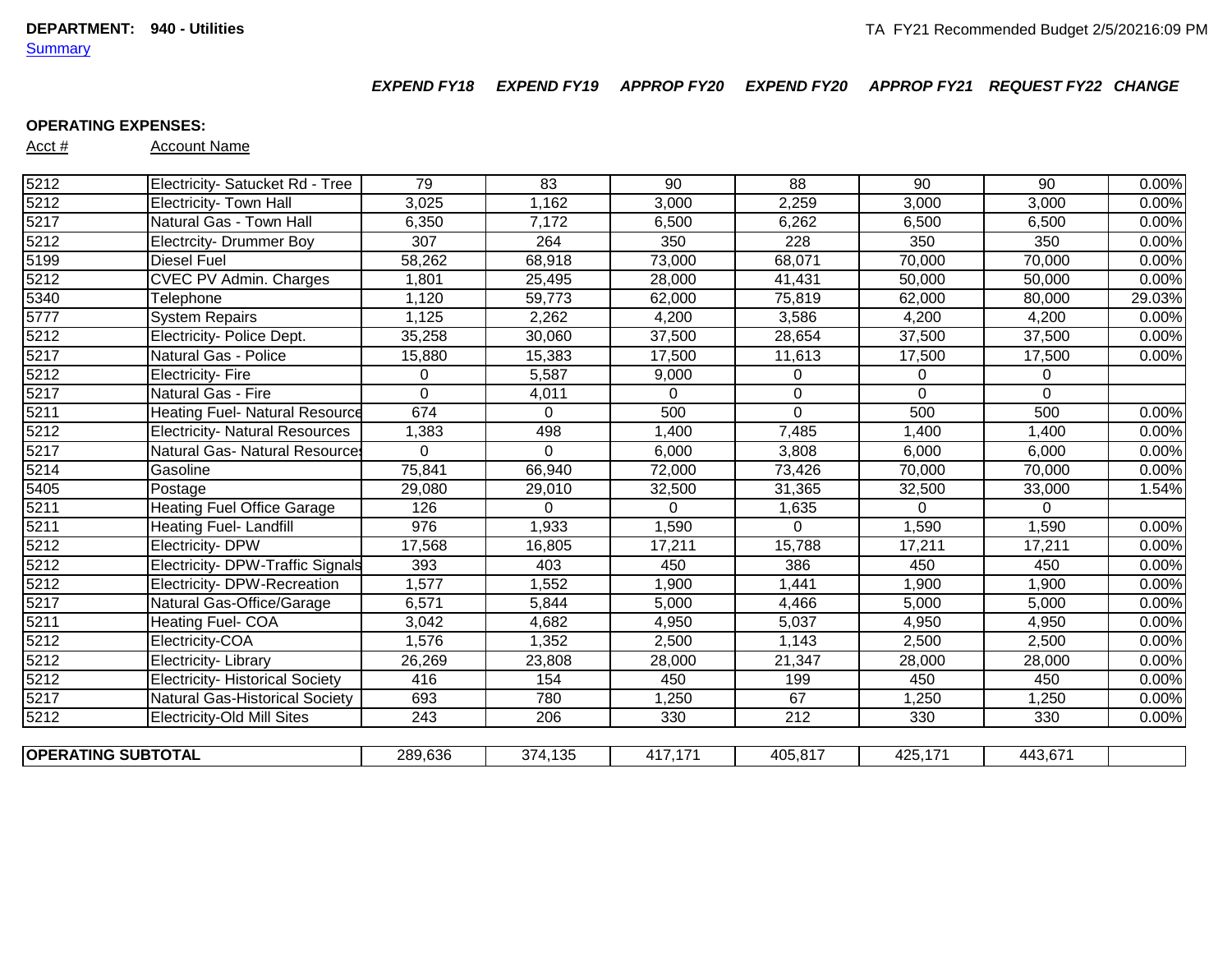**DEPARTMENT: 940 - Utilities**

Summary

TA FY21 Recommended Budget 2/5/20216:09 PM

**OPERATING EXPENSES:**

| Acct # | Account Name | *EXPEND FY18* | *EXPEND FY19* | *APPROP FY20* | *EXPEND FY20* | *APPROP FY21* | *REQUEST FY22* | *CHANGE* |
|---|---|---|---|---|---|---|---|---|
| 5212 | Electricity- Satucket Rd - Tree | 79 | 83 | 90 | 88 | 90 | 90 | 0.00% |
| 5212 | Electricity- Town Hall | 3,025 | 1,162 | 3,000 | 2,259 | 3,000 | 3,000 | 0.00% |
| 5217 | Natural Gas - Town Hall | 6,350 | 7,172 | 6,500 | 6,262 | 6,500 | 6,500 | 0.00% |
| 5212 | Electrcity- Drummer Boy | 307 | 264 | 350 | 228 | 350 | 350 | 0.00% |
| 5199 | Diesel Fuel | 58,262 | 68,918 | 73,000 | 68,071 | 70,000 | 70,000 | 0.00% |
| 5212 | CVEC PV Admin. Charges | 1,801 | 25,495 | 28,000 | 41,431 | 50,000 | 50,000 | 0.00% |
| 5340 | Telephone | 1,120 | 59,773 | 62,000 | 75,819 | 62,000 | 80,000 | 29.03% |
| 5777 | System Repairs | 1,125 | 2,262 | 4,200 | 3,586 | 4,200 | 4,200 | 0.00% |
| 5212 | Electricity- Police Dept. | 35,258 | 30,060 | 37,500 | 28,654 | 37,500 | 37,500 | 0.00% |
| 5217 | Natural Gas - Police | 15,880 | 15,383 | 17,500 | 11,613 | 17,500 | 17,500 | 0.00% |
| 5212 | Electricity- Fire | 0 | 5,587 | 9,000 | 0 | 0 | 0 | |
| 5217 | Natural Gas - Fire | 0 | 4,011 | 0 | 0 | 0 | 0 | |
| 5211 | Heating Fuel- Natural Resource | 674 | 0 | 500 | 0 | 500 | 500 | 0.00% |
| 5212 | Electricity- Natural Resources | 1,383 | 498 | 1,400 | 7,485 | 1,400 | 1,400 | 0.00% |
| 5217 | Natural Gas- Natural Resources | 0 | 0 | 6,000 | 3,808 | 6,000 | 6,000 | 0.00% |
| 5214 | Gasoline | 75,841 | 66,940 | 72,000 | 73,426 | 70,000 | 70,000 | 0.00% |
| 5405 | Postage | 29,080 | 29,010 | 32,500 | 31,365 | 32,500 | 33,000 | 1.54% |
| 5211 | Heating Fuel Office Garage | 126 | 0 | 0 | 1,635 | 0 | 0 | |
| 5211 | Heating Fuel- Landfill | 976 | 1,933 | 1,590 | 0 | 1,590 | 1,590 | 0.00% |
| 5212 | Electricity- DPW | 17,568 | 16,805 | 17,211 | 15,788 | 17,211 | 17,211 | 0.00% |
| 5212 | Electricity- DPW-Traffic Signals | 393 | 403 | 450 | 386 | 450 | 450 | 0.00% |
| 5212 | Electricity- DPW-Recreation | 1,577 | 1,552 | 1,900 | 1,441 | 1,900 | 1,900 | 0.00% |
| 5217 | Natural Gas-Office/Garage | 6,571 | 5,844 | 5,000 | 4,466 | 5,000 | 5,000 | 0.00% |
| 5211 | Heating Fuel- COA | 3,042 | 4,682 | 4,950 | 5,037 | 4,950 | 4,950 | 0.00% |
| 5212 | Electricity-COA | 1,576 | 1,352 | 2,500 | 1,143 | 2,500 | 2,500 | 0.00% |
| 5212 | Electricity- Library | 26,269 | 23,808 | 28,000 | 21,347 | 28,000 | 28,000 | 0.00% |
| 5212 | Electricity- Historical Society | 416 | 154 | 450 | 199 | 450 | 450 | 0.00% |
| 5217 | Natural Gas-Historical Society | 693 | 780 | 1,250 | 67 | 1,250 | 1,250 | 0.00% |
| 5212 | Electricity-Old Mill Sites | 243 | 206 | 330 | 212 | 330 | 330 | 0.00% |
| **OPERATING SUBTOTAL** | | 289,636 | 374,135 | 417,171 | 405,817 | 425,171 | 443,671 | |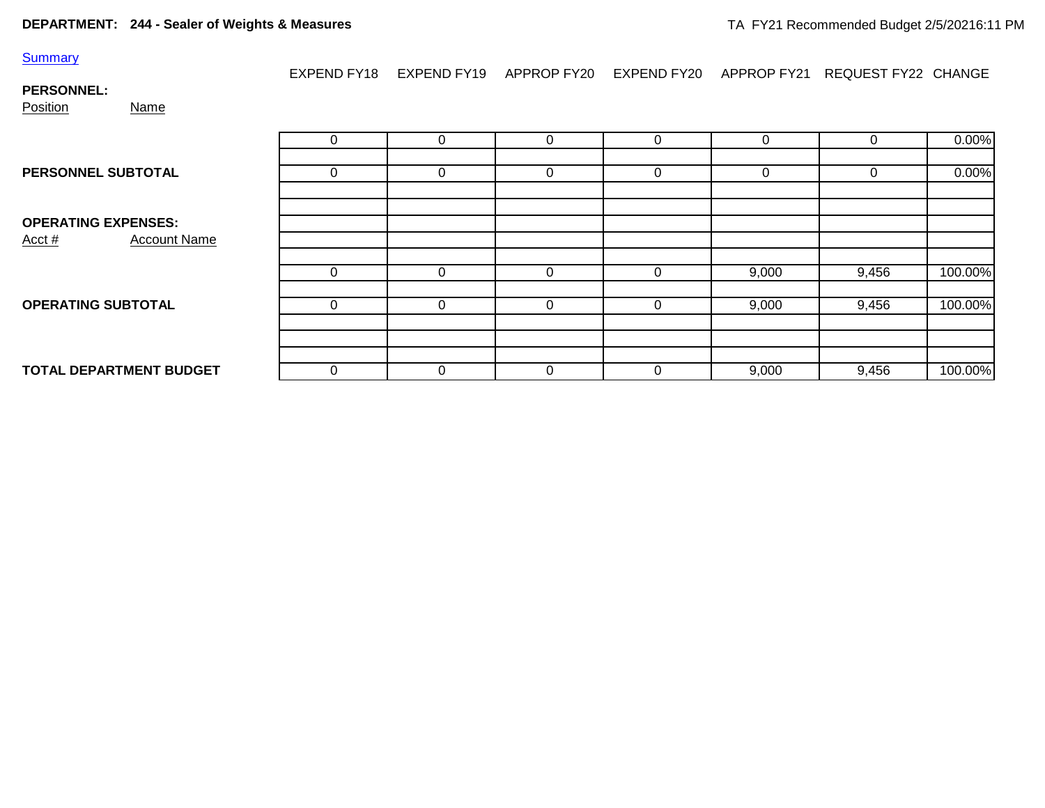**DEPARTMENT: 244 - Sealer of Weights & Measures**

TA FY21 Recommended Budget 2/5/20216:11 PM

Summary

| | | EXPEND FY18 | EXPEND FY19 | APPROP FY20 | EXPEND FY20 | APPROP FY21 | REQUEST FY22 | CHANGE |
|---|---|---|---|---|---|---|---|---|
| **PERSONNEL:** | | | | | | | | |
| Position | Name | | | | | | | |
| | | 0 | 0 | 0 | 0 | 0 | 0 | 0.00% |
| | | | | | | | | |
| **PERSONNEL SUBTOTAL** | | 0 | 0 | 0 | 0 | 0 | 0 | 0.00% |
| | | | | | | | | |
| | | | | | | | | |
| **OPERATING EXPENSES:** | | | | | | | | |
| Acct # | Account Name | | | | | | | |
| | | | | | | | | |
| | | 0 | 0 | 0 | 0 | 9,000 | 9,456 | 100.00% |
| | | | | | | | | |
| **OPERATING SUBTOTAL** | | 0 | 0 | 0 | 0 | 9,000 | 9,456 | 100.00% |
| | | | | | | | | |
| | | | | | | | | |
| | | | | | | | | |
| **TOTAL DEPARTMENT BUDGET** | | 0 | 0 | 0 | 0 | 9,000 | 9,456 | 100.00% |